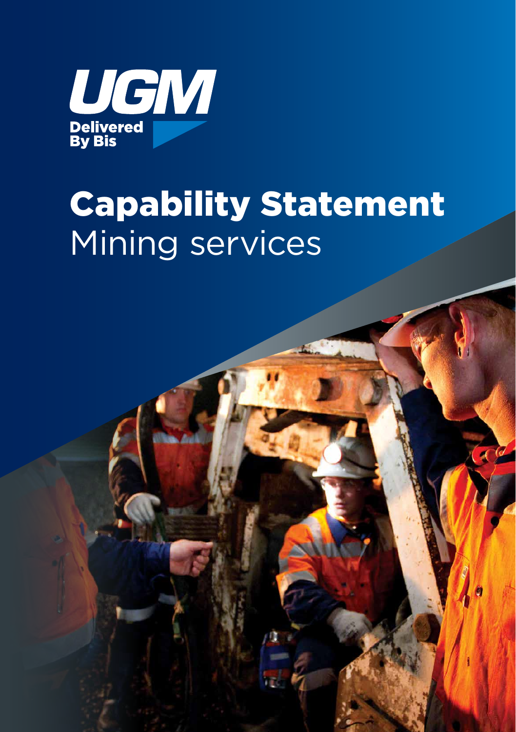UGM

Delivered By Bis

# Capability Statement

## Mining services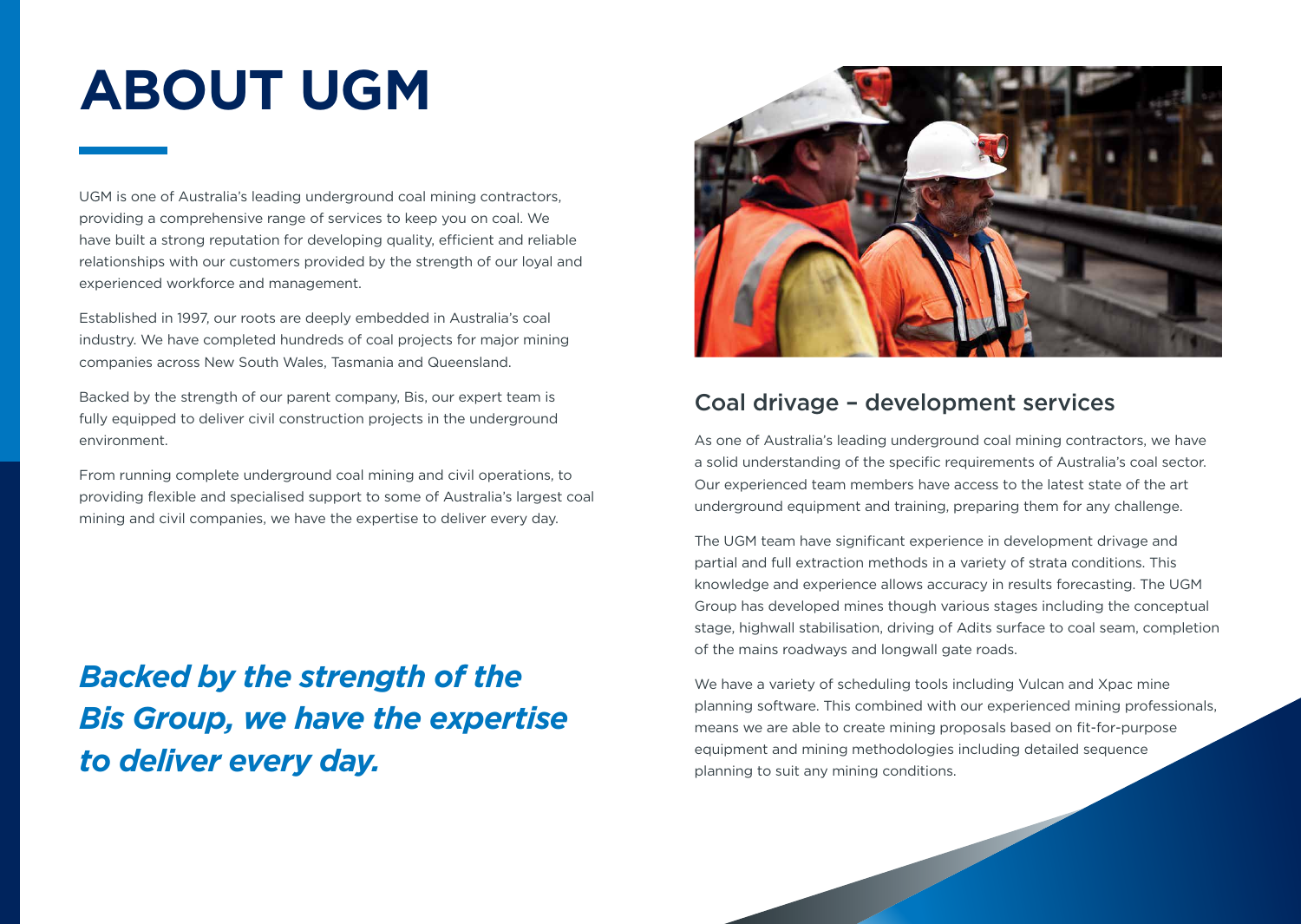# ABOUT UGM

UGM is one of Australia's leading underground coal mining contractors, providing a comprehensive range of services to keep you on coal. We have built a strong reputation for developing quality, efficient and reliable relationships with our customers provided by the strength of our loyal and experienced workforce and management.

Established in 1997, our roots are deeply embedded in Australia's coal industry. We have completed hundreds of coal projects for major mining companies across New South Wales, Tasmania and Queensland.

Backed by the strength of our parent company, Bis, our expert team is fully equipped to deliver civil construction projects in the underground environment.

From running complete underground coal mining and civil operations, to providing flexible and specialised support to some of Australia's largest coal mining and civil companies, we have the expertise to deliver every day.

***Backed by the strength of the Bis Group, we have the expertise to deliver every day.***

## Coal drivage – development services

As one of Australia's leading underground coal mining contractors, we have a solid understanding of the specific requirements of Australia's coal sector. Our experienced team members have access to the latest state of the art underground equipment and training, preparing them for any challenge.

The UGM team have significant experience in development drivage and partial and full extraction methods in a variety of strata conditions. This knowledge and experience allows accuracy in results forecasting. The UGM Group has developed mines though various stages including the conceptual stage, highwall stabilisation, driving of Adits surface to coal seam, completion of the mains roadways and longwall gate roads.

We have a variety of scheduling tools including Vulcan and Xpac mine planning software. This combined with our experienced mining professionals, means we are able to create mining proposals based on fit-for-purpose equipment and mining methodologies including detailed sequence planning to suit any mining conditions.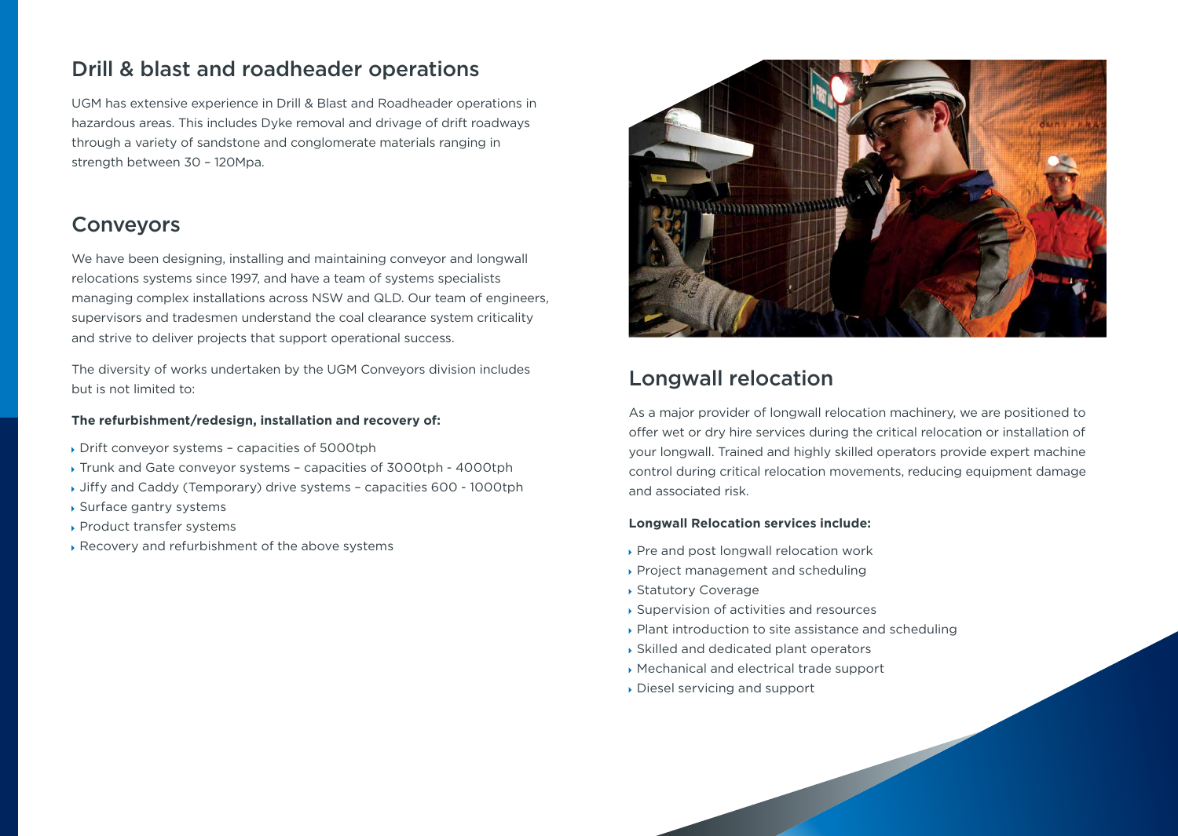## Drill & blast and roadheader operations

UGM has extensive experience in Drill & Blast and Roadheader operations in hazardous areas. This includes Dyke removal and drivage of drift roadways through a variety of sandstone and conglomerate materials ranging in strength between 30 – 120Mpa.

## Conveyors

We have been designing, installing and maintaining conveyor and longwall relocations systems since 1997, and have a team of systems specialists managing complex installations across NSW and QLD. Our team of engineers, supervisors and tradesmen understand the coal clearance system criticality and strive to deliver projects that support operational success.

The diversity of works undertaken by the UGM Conveyors division includes but is not limited to:

**The refurbishment/redesign, installation and recovery of:**

- Drift conveyor systems – capacities of 5000tph
- Trunk and Gate conveyor systems – capacities of 3000tph - 4000tph
- Jiffy and Caddy (Temporary) drive systems – capacities 600 - 1000tph
- Surface gantry systems
- Product transfer systems
- Recovery and refurbishment of the above systems

## Longwall relocation

As a major provider of longwall relocation machinery, we are positioned to offer wet or dry hire services during the critical relocation or installation of your longwall. Trained and highly skilled operators provide expert machine control during critical relocation movements, reducing equipment damage and associated risk.

**Longwall Relocation services include:**

- Pre and post longwall relocation work
- Project management and scheduling
- Statutory Coverage
- Supervision of activities and resources
- Plant introduction to site assistance and scheduling
- Skilled and dedicated plant operators
- Mechanical and electrical trade support
- Diesel servicing and support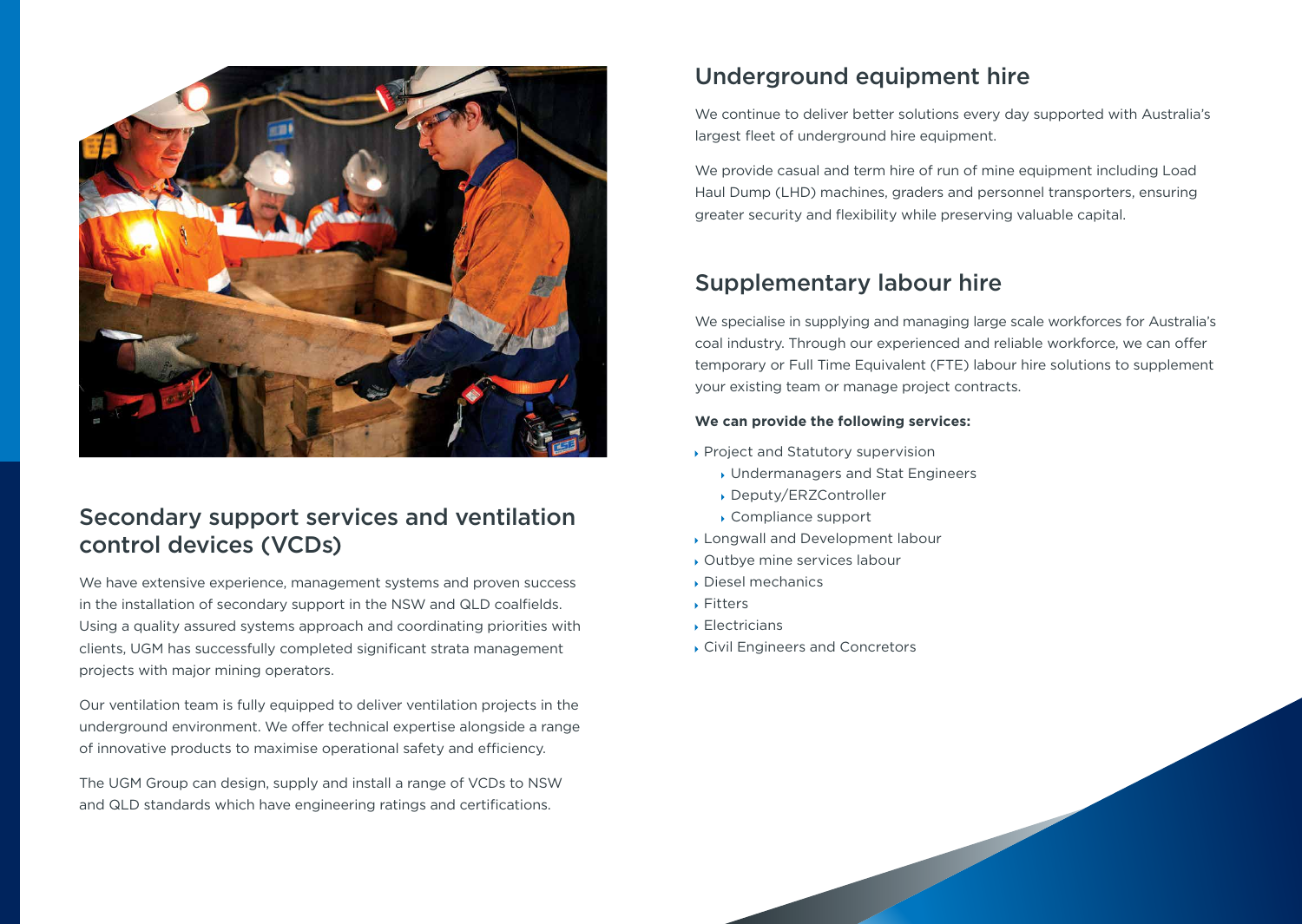## Secondary support services and ventilation control devices (VCDs)

We have extensive experience, management systems and proven success in the installation of secondary support in the NSW and QLD coalfields. Using a quality assured systems approach and coordinating priorities with clients, UGM has successfully completed significant strata management projects with major mining operators.

Our ventilation team is fully equipped to deliver ventilation projects in the underground environment. We offer technical expertise alongside a range of innovative products to maximise operational safety and efficiency.

The UGM Group can design, supply and install a range of VCDs to NSW and QLD standards which have engineering ratings and certifications.

## Underground equipment hire

We continue to deliver better solutions every day supported with Australia's largest fleet of underground hire equipment.

We provide casual and term hire of run of mine equipment including Load Haul Dump (LHD) machines, graders and personnel transporters, ensuring greater security and flexibility while preserving valuable capital.

## Supplementary labour hire

We specialise in supplying and managing large scale workforces for Australia's coal industry. Through our experienced and reliable workforce, we can offer temporary or Full Time Equivalent (FTE) labour hire solutions to supplement your existing team or manage project contracts.

**We can provide the following services:**

- Project and Statutory supervision
    - Undermanagers and Stat Engineers
    - Deputy/ERZController
    - Compliance support
- Longwall and Development labour
- Outbye mine services labour
- Diesel mechanics
- Fitters
- Electricians
- Civil Engineers and Concretors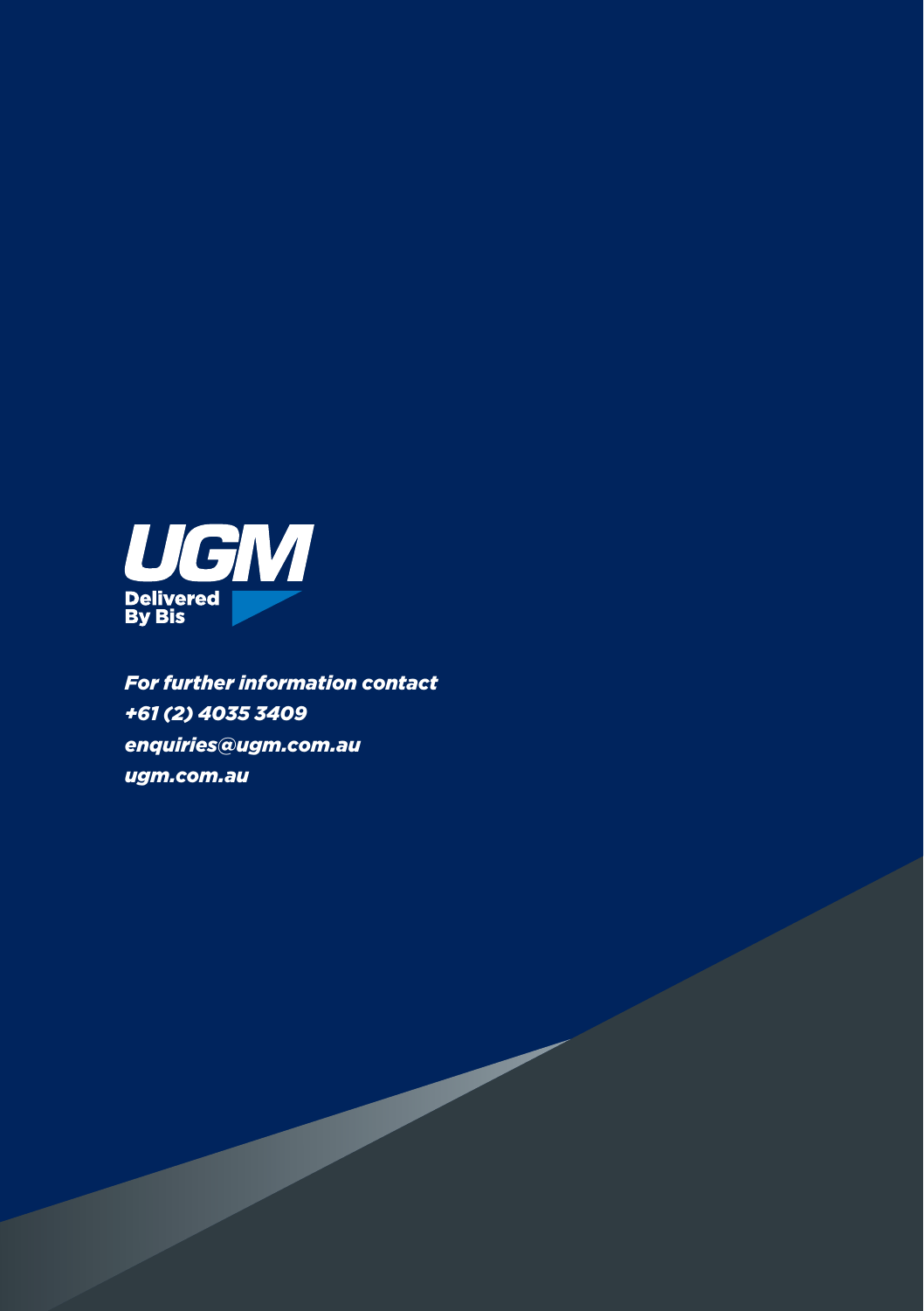UGM

Delivered By Bis

*For further information contact*

*+61 (2) 4035 3409*

*enquiries@ugm.com.au*

*ugm.com.au*